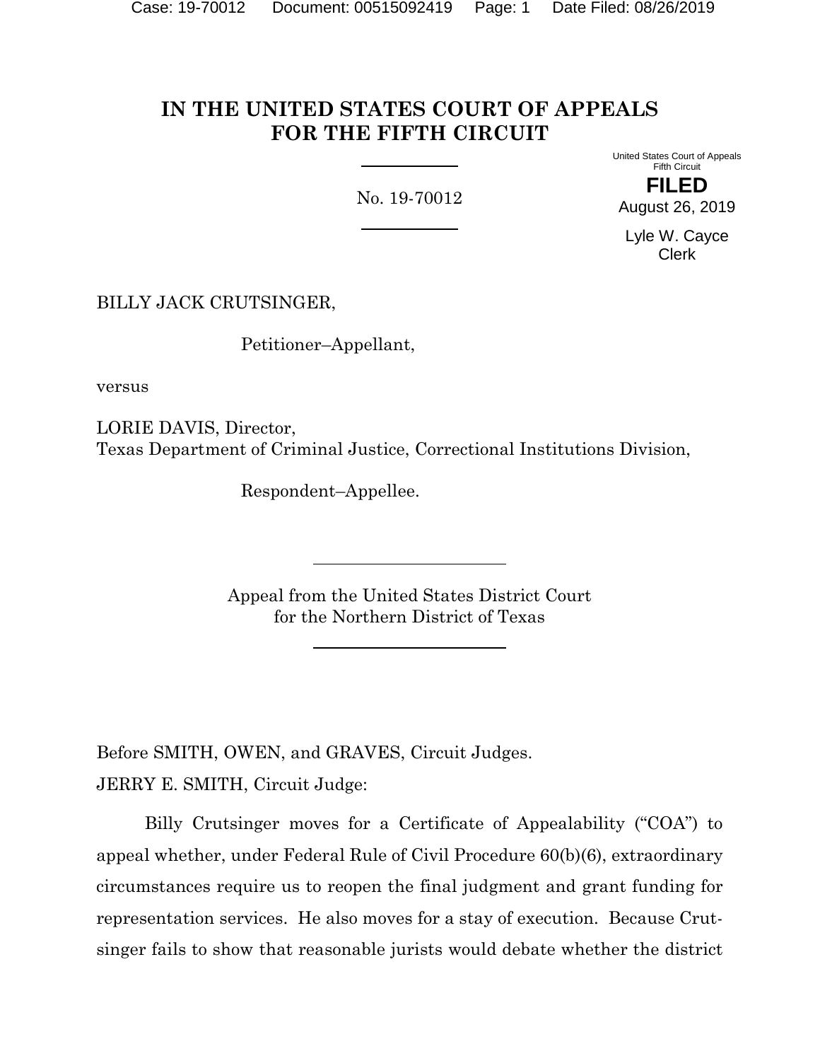# IN THE UNITED STATES COURT OF APPEALS FOR THE FIFTH CIRCUIT

No. 19-70012

United States Court of Appeals
Fifth Circuit

**FILED**
August 26, 2019

Lyle W. Cayce
Clerk

BILLY JACK CRUTSINGER,

Petitioner–Appellant,

versus

LORIE DAVIS, Director,
Texas Department of Criminal Justice, Correctional Institutions Division,

Respondent–Appellee.

Appeal from the United States District Court
for the Northern District of Texas

Before SMITH, OWEN, and GRAVES, Circuit Judges.

JERRY E. SMITH, Circuit Judge:

Billy Crutsinger moves for a Certificate of Appealability ("COA") to appeal whether, under Federal Rule of Civil Procedure 60(b)(6), extraordinary circumstances require us to reopen the final judgment and grant funding for representation services. He also moves for a stay of execution. Because Crutsinger fails to show that reasonable jurists would debate whether the district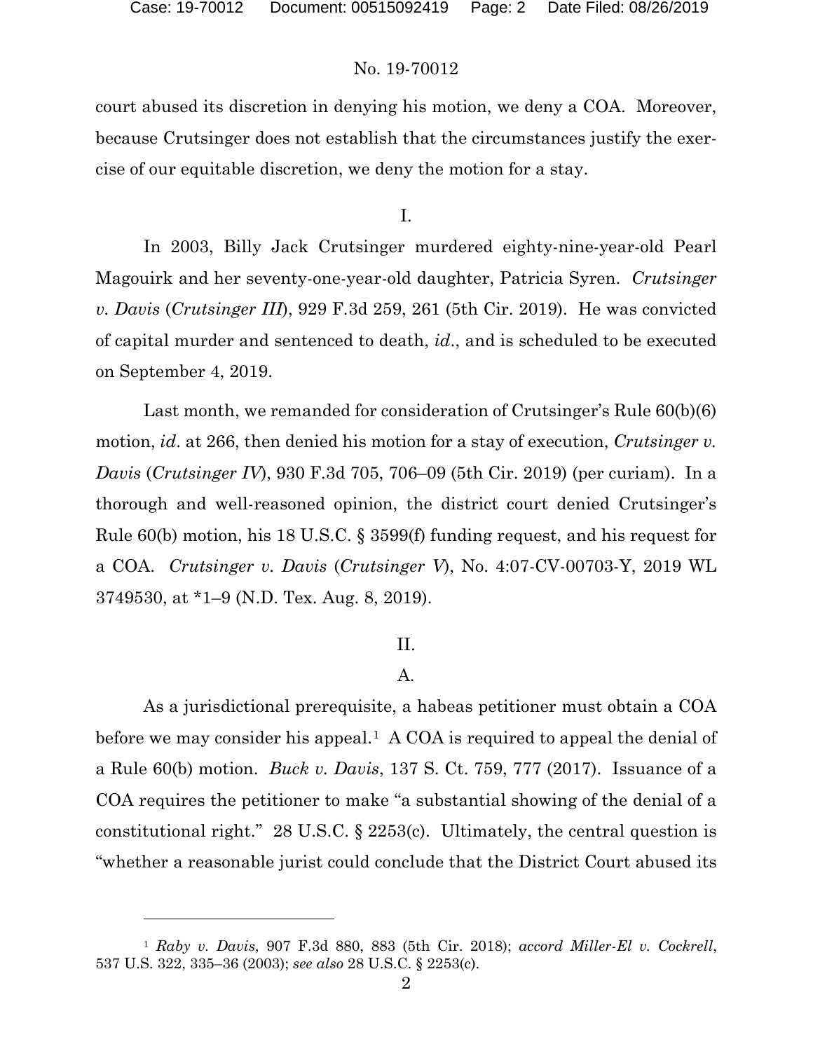court abused its discretion in denying his motion, we deny a COA. Moreover, because Crutsinger does not establish that the circumstances justify the exercise of our equitable discretion, we deny the motion for a stay.

I.

In 2003, Billy Jack Crutsinger murdered eighty-nine-year-old Pearl Magouirk and her seventy-one-year-old daughter, Patricia Syren. *Crutsinger v. Davis* (*Crutsinger III*), 929 F.3d 259, 261 (5th Cir. 2019). He was convicted of capital murder and sentenced to death, *id*., and is scheduled to be executed on September 4, 2019.

Last month, we remanded for consideration of Crutsinger's Rule 60(b)(6) motion, *id*. at 266, then denied his motion for a stay of execution, *Crutsinger v. Davis* (*Crutsinger IV*), 930 F.3d 705, 706–09 (5th Cir. 2019) (per curiam). In a thorough and well-reasoned opinion, the district court denied Crutsinger's Rule 60(b) motion, his 18 U.S.C. § 3599(f) funding request, and his request for a COA. *Crutsinger v. Davis* (*Crutsinger V*), No. 4:07-CV-00703-Y, 2019 WL 3749530, at *1–9 (N.D. Tex. Aug. 8, 2019).

II.

A.

As a jurisdictional prerequisite, a habeas petitioner must obtain a COA before we may consider his appeal.[1] A COA is required to appeal the denial of a Rule 60(b) motion. *Buck v. Davis*, 137 S. Ct. 759, 777 (2017). Issuance of a COA requires the petitioner to make "a substantial showing of the denial of a constitutional right." 28 U.S.C. § 2253(c). Ultimately, the central question is "whether a reasonable jurist could conclude that the District Court abused its

---

[1] *Raby v. Davis*, 907 F.3d 880, 883 (5th Cir. 2018); *accord Miller-El v. Cockrell*, 537 U.S. 322, 335–36 (2003); *see also* 28 U.S.C. § 2253(c).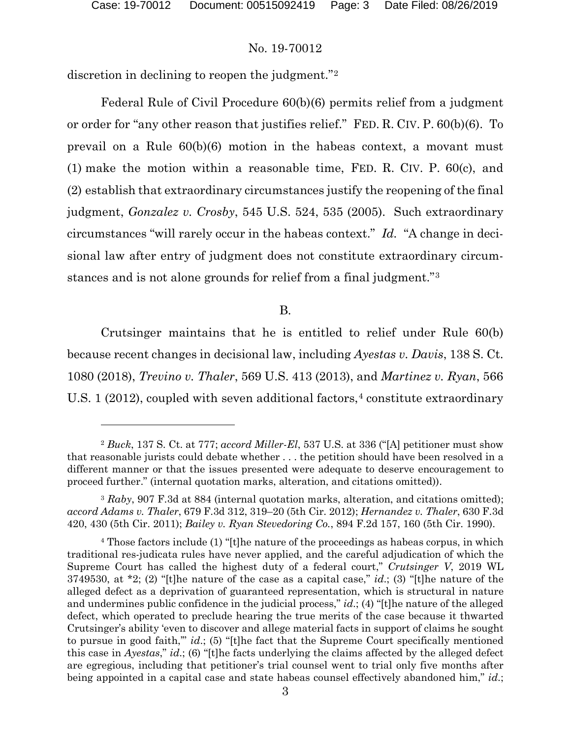discretion in declining to reopen the judgment."[2]

Federal Rule of Civil Procedure 60(b)(6) permits relief from a judgment or order for "any other reason that justifies relief." FED. R. CIV. P. 60(b)(6). To prevail on a Rule 60(b)(6) motion in the habeas context, a movant must (1) make the motion within a reasonable time, FED. R. CIV. P. 60(c), and (2) establish that extraordinary circumstances justify the reopening of the final judgment, *Gonzalez v. Crosby*, 545 U.S. 524, 535 (2005). Such extraordinary circumstances "will rarely occur in the habeas context." *Id.* "A change in decisional law after entry of judgment does not constitute extraordinary circumstances and is not alone grounds for relief from a final judgment."[3]

B.

Crutsinger maintains that he is entitled to relief under Rule 60(b) because recent changes in decisional law, including *Ayestas v. Davis*, 138 S. Ct. 1080 (2018), *Trevino v. Thaler*, 569 U.S. 413 (2013), and *Martinez v. Ryan*, 566 U.S. 1 (2012), coupled with seven additional factors,[4] constitute extraordinary

---

[2] *Buck*, 137 S. Ct. at 777; *accord Miller-El*, 537 U.S. at 336 ("[A] petitioner must show that reasonable jurists could debate whether . . . the petition should have been resolved in a different manner or that the issues presented were adequate to deserve encouragement to proceed further." (internal quotation marks, alteration, and citations omitted)).

[3] *Raby*, 907 F.3d at 884 (internal quotation marks, alteration, and citations omitted); *accord Adams v. Thaler*, 679 F.3d 312, 319–20 (5th Cir. 2012); *Hernandez v. Thaler*, 630 F.3d 420, 430 (5th Cir. 2011); *Bailey v. Ryan Stevedoring Co.*, 894 F.2d 157, 160 (5th Cir. 1990).

[4] Those factors include (1) "[t]he nature of the proceedings as habeas corpus, in which traditional res-judicata rules have never applied, and the careful adjudication of which the Supreme Court has called the highest duty of a federal court," *Crutsinger V*, 2019 WL 3749530, at *2; (2) "[t]he nature of the case as a capital case," *id.*; (3) "[t]he nature of the alleged defect as a deprivation of guaranteed representation, which is structural in nature and undermines public confidence in the judicial process," *id.*; (4) "[t]he nature of the alleged defect, which operated to preclude hearing the true merits of the case because it thwarted Crutsinger's ability 'even to discover and allege material facts in support of claims he sought to pursue in good faith,'" *id.*; (5) "[t]he fact that the Supreme Court specifically mentioned this case in *Ayestas*," *id.*; (6) "[t]he facts underlying the claims affected by the alleged defect are egregious, including that petitioner's trial counsel went to trial only five months after being appointed in a capital case and state habeas counsel effectively abandoned him," *id.*;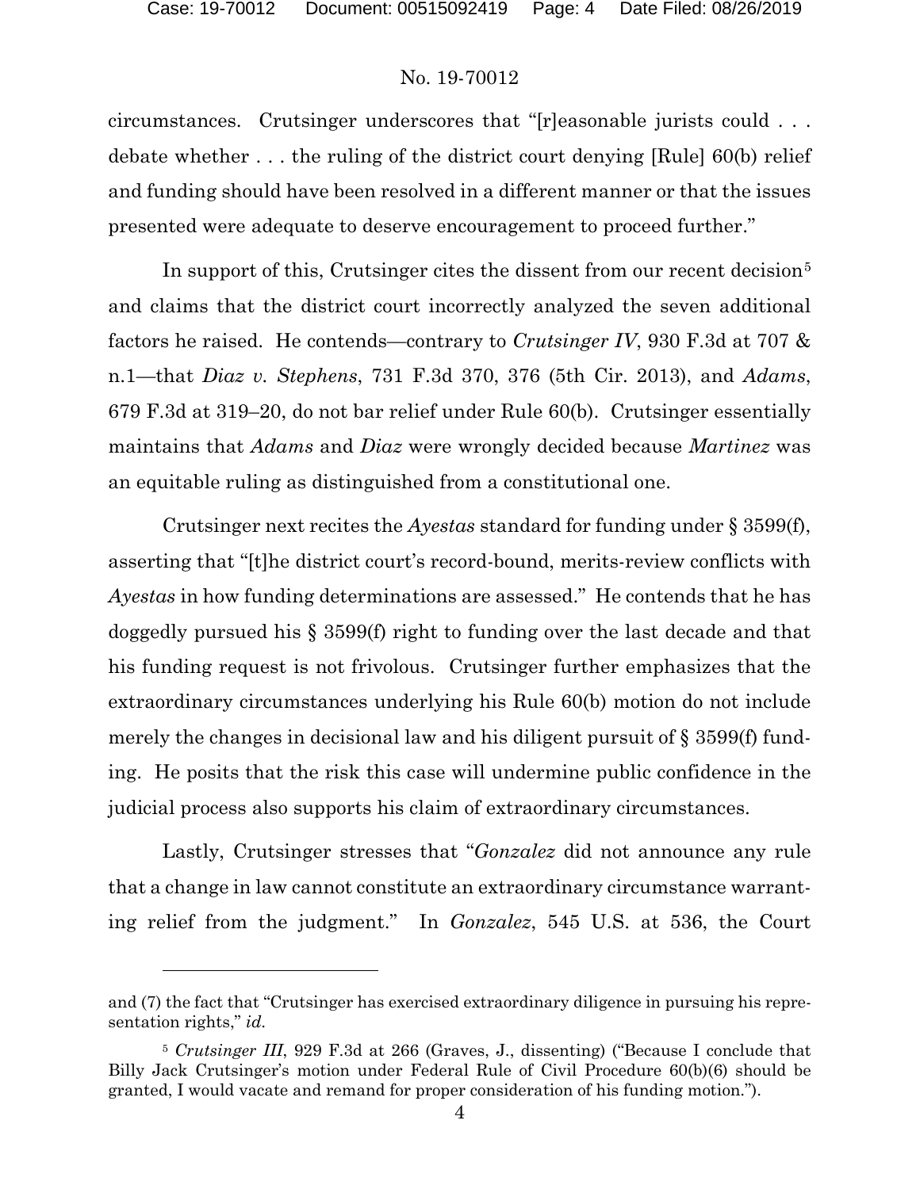circumstances. Crutsinger underscores that "[r]easonable jurists could . . . debate whether . . . the ruling of the district court denying [Rule] 60(b) relief and funding should have been resolved in a different manner or that the issues presented were adequate to deserve encouragement to proceed further."

In support of this, Crutsinger cites the dissent from our recent decision[5] and claims that the district court incorrectly analyzed the seven additional factors he raised. He contends—contrary to *Crutsinger IV*, 930 F.3d at 707 & n.1—that *Diaz v. Stephens*, 731 F.3d 370, 376 (5th Cir. 2013), and *Adams*, 679 F.3d at 319–20, do not bar relief under Rule 60(b). Crutsinger essentially maintains that *Adams* and *Diaz* were wrongly decided because *Martinez* was an equitable ruling as distinguished from a constitutional one.

Crutsinger next recites the *Ayestas* standard for funding under § 3599(f), asserting that "[t]he district court's record-bound, merits-review conflicts with *Ayestas* in how funding determinations are assessed." He contends that he has doggedly pursued his § 3599(f) right to funding over the last decade and that his funding request is not frivolous. Crutsinger further emphasizes that the extraordinary circumstances underlying his Rule 60(b) motion do not include merely the changes in decisional law and his diligent pursuit of § 3599(f) funding. He posits that the risk this case will undermine public confidence in the judicial process also supports his claim of extraordinary circumstances.

Lastly, Crutsinger stresses that "*Gonzalez* did not announce any rule that a change in law cannot constitute an extraordinary circumstance warranting relief from the judgment." In *Gonzalez*, 545 U.S. at 536, the Court

---

and (7) the fact that "Crutsinger has exercised extraordinary diligence in pursuing his representation rights," *id.*

[5] *Crutsinger III*, 929 F.3d at 266 (Graves, J., dissenting) ("Because I conclude that Billy Jack Crutsinger's motion under Federal Rule of Civil Procedure 60(b)(6) should be granted, I would vacate and remand for proper consideration of his funding motion.").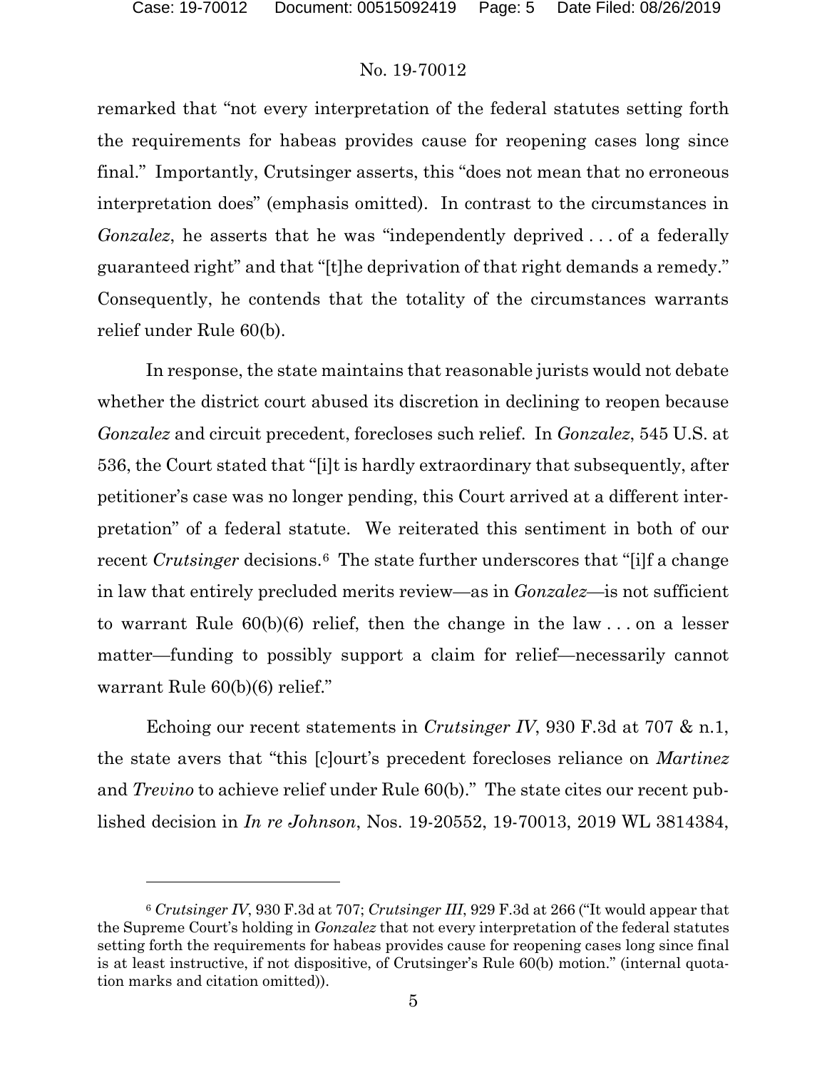remarked that "not every interpretation of the federal statutes setting forth the requirements for habeas provides cause for reopening cases long since final." Importantly, Crutsinger asserts, this "does not mean that no erroneous interpretation does" (emphasis omitted). In contrast to the circumstances in *Gonzalez*, he asserts that he was "independently deprived . . . of a federally guaranteed right" and that "[t]he deprivation of that right demands a remedy." Consequently, he contends that the totality of the circumstances warrants relief under Rule 60(b).

In response, the state maintains that reasonable jurists would not debate whether the district court abused its discretion in declining to reopen because *Gonzalez* and circuit precedent, forecloses such relief. In *Gonzalez*, 545 U.S. at 536, the Court stated that "[i]t is hardly extraordinary that subsequently, after petitioner's case was no longer pending, this Court arrived at a different interpretation" of a federal statute. We reiterated this sentiment in both of our recent *Crutsinger* decisions.[6] The state further underscores that "[i]f a change in law that entirely precluded merits review—as in *Gonzalez*—is not sufficient to warrant Rule 60(b)(6) relief, then the change in the law . . . on a lesser matter—funding to possibly support a claim for relief—necessarily cannot warrant Rule 60(b)(6) relief."

Echoing our recent statements in *Crutsinger IV*, 930 F.3d at 707 & n.1, the state avers that "this [c]ourt's precedent forecloses reliance on *Martinez* and *Trevino* to achieve relief under Rule 60(b)." The state cites our recent published decision in *In re Johnson*, Nos. 19-20552, 19-70013, 2019 WL 3814384,

---

[6] *Crutsinger IV*, 930 F.3d at 707; *Crutsinger III*, 929 F.3d at 266 ("It would appear that the Supreme Court's holding in *Gonzalez* that not every interpretation of the federal statutes setting forth the requirements for habeas provides cause for reopening cases long since final is at least instructive, if not dispositive, of Crutsinger's Rule 60(b) motion." (internal quotation marks and citation omitted)).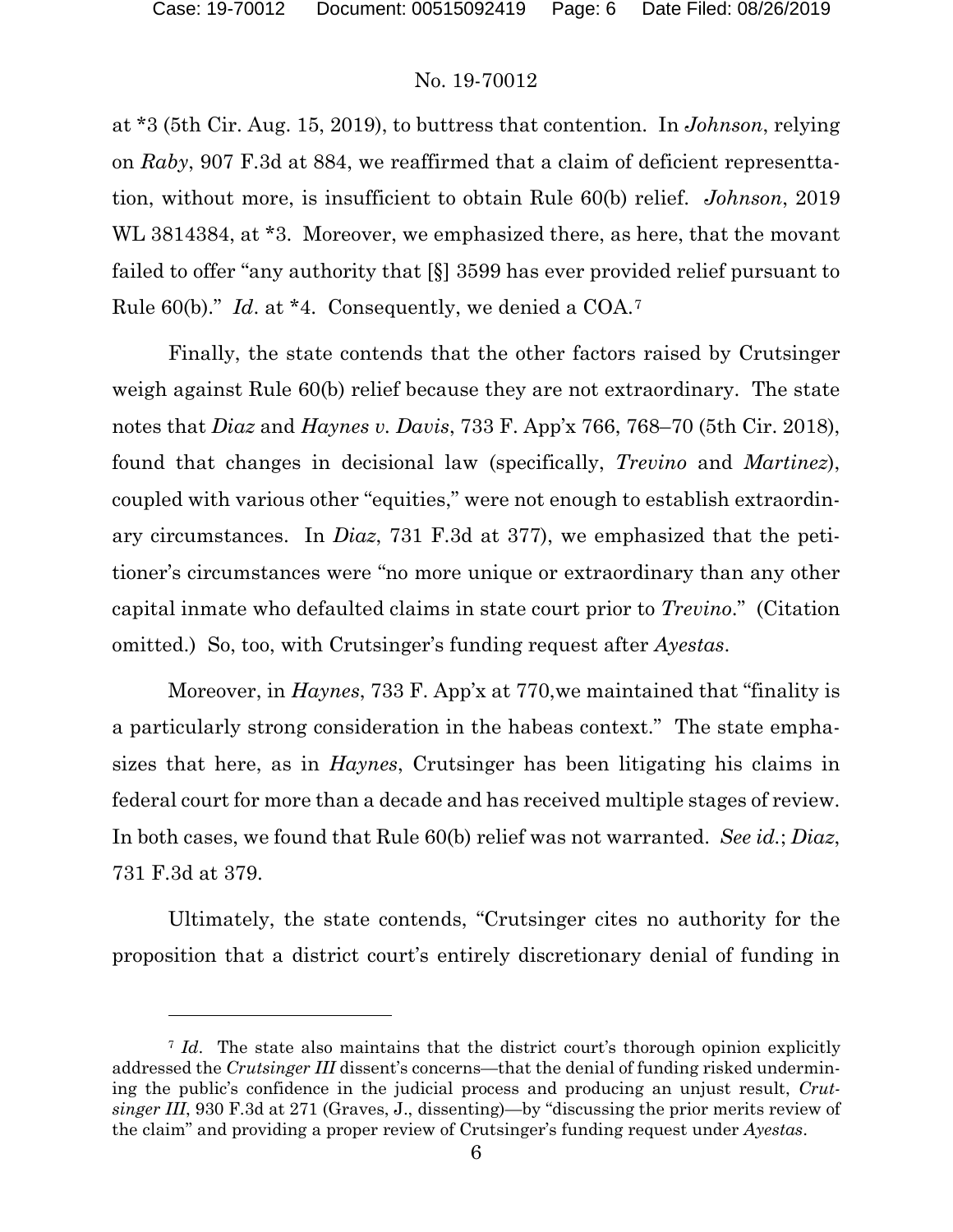at *3 (5th Cir. Aug. 15, 2019), to buttress that contention. In *Johnson*, relying on *Raby*, 907 F.3d at 884, we reaffirmed that a claim of deficient representtation, without more, is insufficient to obtain Rule 60(b) relief. *Johnson*, 2019 WL 3814384, at *3. Moreover, we emphasized there, as here, that the movant failed to offer "any authority that [§] 3599 has ever provided relief pursuant to Rule 60(b)." *Id*. at *4. Consequently, we denied a COA.[7]

Finally, the state contends that the other factors raised by Crutsinger weigh against Rule 60(b) relief because they are not extraordinary. The state notes that *Diaz* and *Haynes v. Davis*, 733 F. App'x 766, 768–70 (5th Cir. 2018), found that changes in decisional law (specifically, *Trevino* and *Martinez*), coupled with various other "equities," were not enough to establish extraordinary circumstances. In *Diaz*, 731 F.3d at 377), we emphasized that the petitioner's circumstances were "no more unique or extraordinary than any other capital inmate who defaulted claims in state court prior to *Trevino*." (Citation omitted.) So, too, with Crutsinger's funding request after *Ayestas*.

Moreover, in *Haynes*, 733 F. App'x at 770,we maintained that "finality is a particularly strong consideration in the habeas context." The state emphasizes that here, as in *Haynes*, Crutsinger has been litigating his claims in federal court for more than a decade and has received multiple stages of review. In both cases, we found that Rule 60(b) relief was not warranted. *See id.*; *Diaz*, 731 F.3d at 379.

Ultimately, the state contends, "Crutsinger cites no authority for the proposition that a district court's entirely discretionary denial of funding in

---

[7] *Id*. The state also maintains that the district court's thorough opinion explicitly addressed the *Crutsinger III* dissent's concerns—that the denial of funding risked undermining the public's confidence in the judicial process and producing an unjust result, *Crutsinger III*, 930 F.3d at 271 (Graves, J., dissenting)—by "discussing the prior merits review of the claim" and providing a proper review of Crutsinger's funding request under *Ayestas*.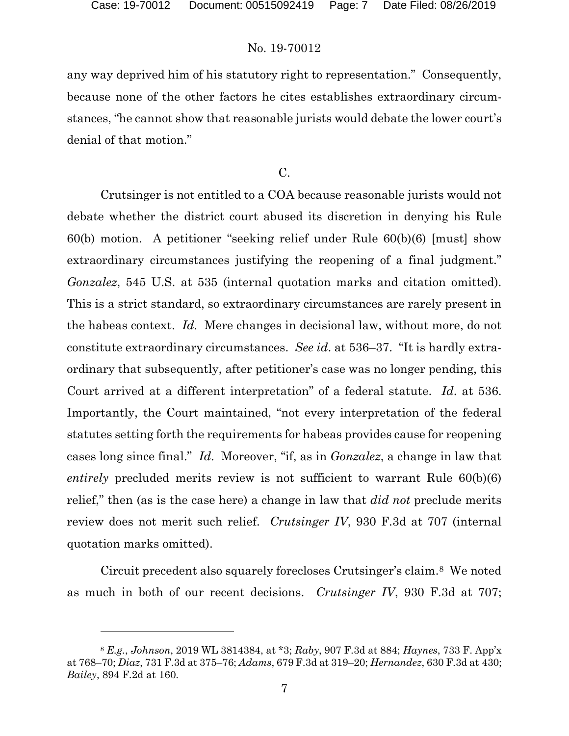any way deprived him of his statutory right to representation." Consequently, because none of the other factors he cites establishes extraordinary circumstances, "he cannot show that reasonable jurists would debate the lower court's denial of that motion."

C.

Crutsinger is not entitled to a COA because reasonable jurists would not debate whether the district court abused its discretion in denying his Rule 60(b) motion. A petitioner "seeking relief under Rule 60(b)(6) [must] show extraordinary circumstances justifying the reopening of a final judgment." *Gonzalez*, 545 U.S. at 535 (internal quotation marks and citation omitted). This is a strict standard, so extraordinary circumstances are rarely present in the habeas context. *Id.* Mere changes in decisional law, without more, do not constitute extraordinary circumstances. *See id*. at 536–37. "It is hardly extraordinary that subsequently, after petitioner's case was no longer pending, this Court arrived at a different interpretation" of a federal statute. *Id*. at 536. Importantly, the Court maintained, "not every interpretation of the federal statutes setting forth the requirements for habeas provides cause for reopening cases long since final." *Id*. Moreover, "if, as in *Gonzalez*, a change in law that *entirely* precluded merits review is not sufficient to warrant Rule 60(b)(6) relief," then (as is the case here) a change in law that *did not* preclude merits review does not merit such relief. *Crutsinger IV*, 930 F.3d at 707 (internal quotation marks omitted).

Circuit precedent also squarely forecloses Crutsinger's claim.[8] We noted as much in both of our recent decisions. *Crutsinger IV*, 930 F.3d at 707;

[8] *E.g.*, *Johnson*, 2019 WL 3814384, at *3; *Raby*, 907 F.3d at 884; *Haynes*, 733 F. App'x at 768–70; *Diaz*, 731 F.3d at 375–76; *Adams*, 679 F.3d at 319–20; *Hernandez*, 630 F.3d at 430; *Bailey*, 894 F.2d at 160.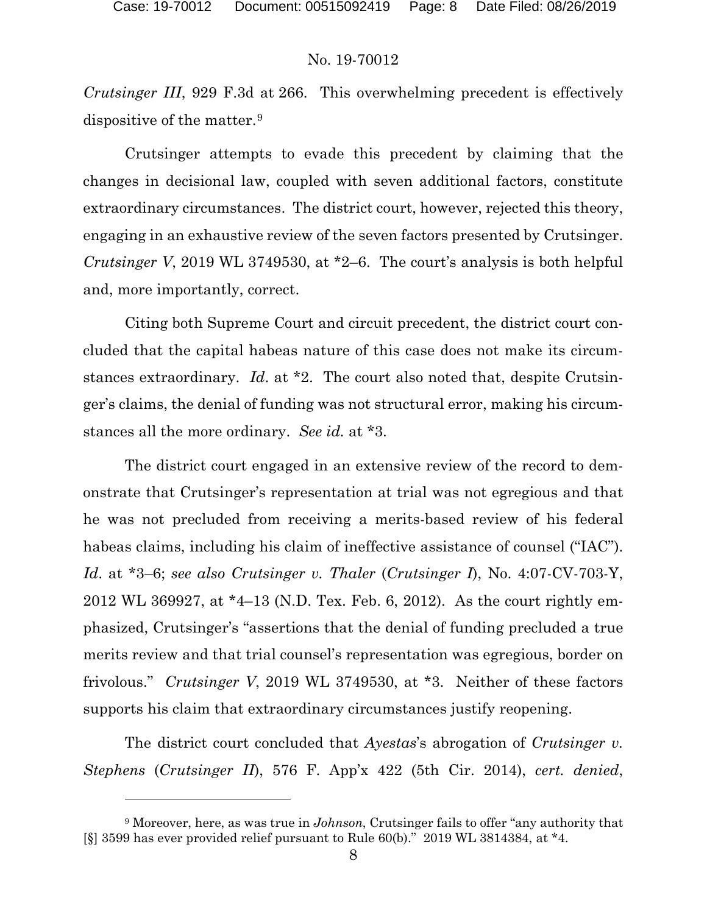*Crutsinger III*, 929 F.3d at 266. This overwhelming precedent is effectively dispositive of the matter.[9]

Crutsinger attempts to evade this precedent by claiming that the changes in decisional law, coupled with seven additional factors, constitute extraordinary circumstances. The district court, however, rejected this theory, engaging in an exhaustive review of the seven factors presented by Crutsinger. *Crutsinger V*, 2019 WL 3749530, at *2–6. The court's analysis is both helpful and, more importantly, correct.

Citing both Supreme Court and circuit precedent, the district court concluded that the capital habeas nature of this case does not make its circumstances extraordinary. *Id*. at *2. The court also noted that, despite Crutsinger's claims, the denial of funding was not structural error, making his circumstances all the more ordinary. *See id.* at *3.

The district court engaged in an extensive review of the record to demonstrate that Crutsinger's representation at trial was not egregious and that he was not precluded from receiving a merits-based review of his federal habeas claims, including his claim of ineffective assistance of counsel ("IAC"). *Id*. at *3–6; *see also Crutsinger v. Thaler* (*Crutsinger I*), No. 4:07-CV-703-Y, 2012 WL 369927, at *4–13 (N.D. Tex. Feb. 6, 2012). As the court rightly emphasized, Crutsinger's "assertions that the denial of funding precluded a true merits review and that trial counsel's representation was egregious, border on frivolous." *Crutsinger V*, 2019 WL 3749530, at *3. Neither of these factors supports his claim that extraordinary circumstances justify reopening.

The district court concluded that *Ayestas*'s abrogation of *Crutsinger v. Stephens* (*Crutsinger II*), 576 F. App'x 422 (5th Cir. 2014), *cert. denied*,

[9] Moreover, here, as was true in *Johnson*, Crutsinger fails to offer "any authority that [§] 3599 has ever provided relief pursuant to Rule 60(b)." 2019 WL 3814384, at *4.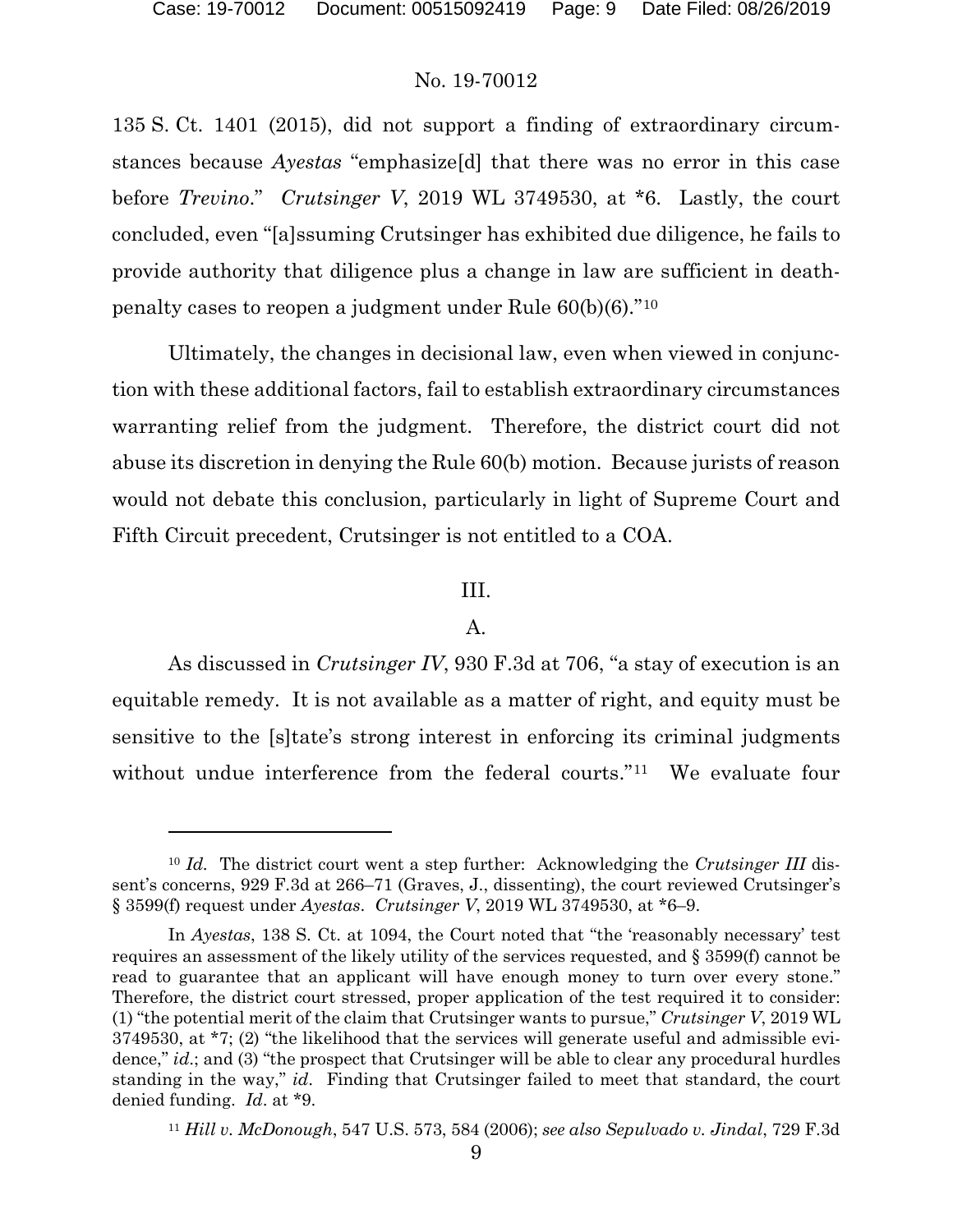135 S. Ct. 1401 (2015), did not support a finding of extraordinary circumstances because *Ayestas* "emphasize[d] that there was no error in this case before *Trevino*." *Crutsinger V*, 2019 WL 3749530, at *6. Lastly, the court concluded, even "[a]ssuming Crutsinger has exhibited due diligence, he fails to provide authority that diligence plus a change in law are sufficient in death-penalty cases to reopen a judgment under Rule 60(b)(6)."[10]

Ultimately, the changes in decisional law, even when viewed in conjunction with these additional factors, fail to establish extraordinary circumstances warranting relief from the judgment. Therefore, the district court did not abuse its discretion in denying the Rule 60(b) motion. Because jurists of reason would not debate this conclusion, particularly in light of Supreme Court and Fifth Circuit precedent, Crutsinger is not entitled to a COA.

## III.

### A.

As discussed in *Crutsinger IV*, 930 F.3d at 706, "a stay of execution is an equitable remedy. It is not available as a matter of right, and equity must be sensitive to the [s]tate's strong interest in enforcing its criminal judgments without undue interference from the federal courts."[11] We evaluate four

---

[10] *Id.* The district court went a step further: Acknowledging the *Crutsinger III* dissent's concerns, 929 F.3d at 266–71 (Graves, J., dissenting), the court reviewed Crutsinger's § 3599(f) request under *Ayestas*. *Crutsinger V*, 2019 WL 3749530, at *6–9.

In *Ayestas*, 138 S. Ct. at 1094, the Court noted that "the 'reasonably necessary' test requires an assessment of the likely utility of the services requested, and § 3599(f) cannot be read to guarantee that an applicant will have enough money to turn over every stone." Therefore, the district court stressed, proper application of the test required it to consider: (1) "the potential merit of the claim that Crutsinger wants to pursue," *Crutsinger V*, 2019 WL 3749530, at *7; (2) "the likelihood that the services will generate useful and admissible evidence," *id.*; and (3) "the prospect that Crutsinger will be able to clear any procedural hurdles standing in the way," *id.* Finding that Crutsinger failed to meet that standard, the court denied funding. *Id*. at *9.

[11] *Hill v. McDonough*, 547 U.S. 573, 584 (2006); *see also Sepulvado v. Jindal*, 729 F.3d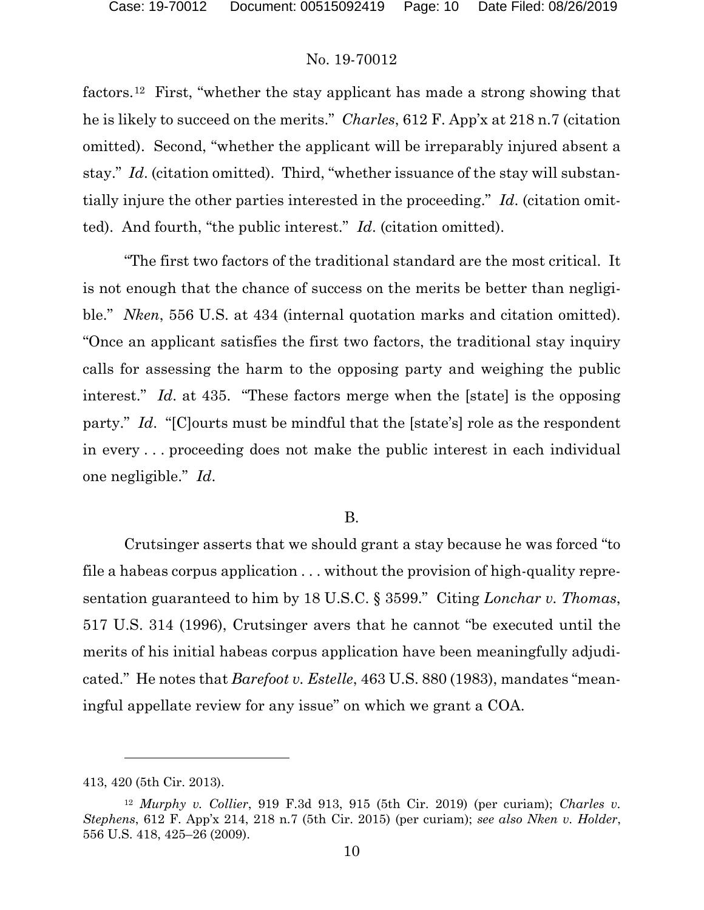factors.[12] First, "whether the stay applicant has made a strong showing that he is likely to succeed on the merits." *Charles*, 612 F. App'x at 218 n.7 (citation omitted). Second, "whether the applicant will be irreparably injured absent a stay." *Id*. (citation omitted). Third, "whether issuance of the stay will substantially injure the other parties interested in the proceeding." *Id*. (citation omitted). And fourth, "the public interest." *Id*. (citation omitted).

"The first two factors of the traditional standard are the most critical. It is not enough that the chance of success on the merits be better than negligible." *Nken*, 556 U.S. at 434 (internal quotation marks and citation omitted). "Once an applicant satisfies the first two factors, the traditional stay inquiry calls for assessing the harm to the opposing party and weighing the public interest." *Id*. at 435. "These factors merge when the [state] is the opposing party." *Id*. "[C]ourts must be mindful that the [state's] role as the respondent in every . . . proceeding does not make the public interest in each individual one negligible." *Id*.

B.

Crutsinger asserts that we should grant a stay because he was forced "to file a habeas corpus application . . . without the provision of high-quality representation guaranteed to him by 18 U.S.C. § 3599." Citing *Lonchar v. Thomas*, 517 U.S. 314 (1996), Crutsinger avers that he cannot "be executed until the merits of his initial habeas corpus application have been meaningfully adjudicated." He notes that *Barefoot v. Estelle*, 463 U.S. 880 (1983), mandates "meaningful appellate review for any issue" on which we grant a COA.

---

413, 420 (5th Cir. 2013).

[12] *Murphy v. Collier*, 919 F.3d 913, 915 (5th Cir. 2019) (per curiam); *Charles v. Stephens*, 612 F. App'x 214, 218 n.7 (5th Cir. 2015) (per curiam); *see also Nken v. Holder*, 556 U.S. 418, 425–26 (2009).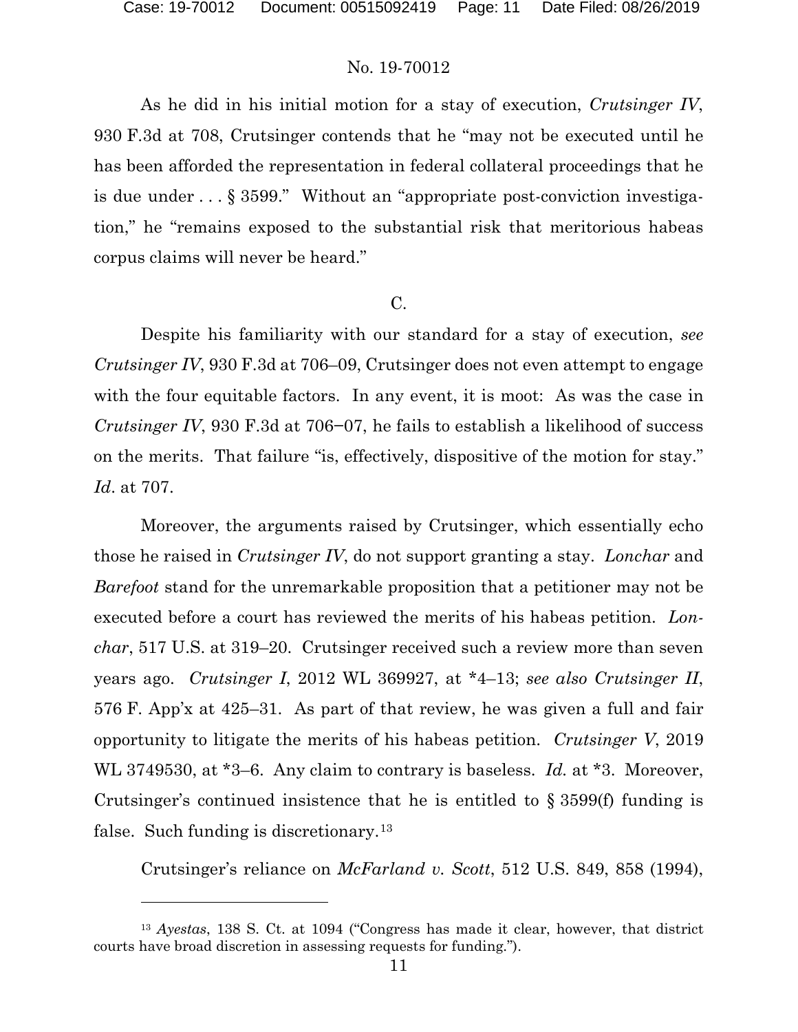As he did in his initial motion for a stay of execution, *Crutsinger IV*, 930 F.3d at 708, Crutsinger contends that he "may not be executed until he has been afforded the representation in federal collateral proceedings that he is due under . . . § 3599." Without an "appropriate post-conviction investigation," he "remains exposed to the substantial risk that meritorious habeas corpus claims will never be heard."

C.

Despite his familiarity with our standard for a stay of execution, *see Crutsinger IV*, 930 F.3d at 706–09, Crutsinger does not even attempt to engage with the four equitable factors. In any event, it is moot: As was the case in *Crutsinger IV*, 930 F.3d at 706–07, he fails to establish a likelihood of success on the merits. That failure "is, effectively, dispositive of the motion for stay." *Id*. at 707.

Moreover, the arguments raised by Crutsinger, which essentially echo those he raised in *Crutsinger IV*, do not support granting a stay. *Lonchar* and *Barefoot* stand for the unremarkable proposition that a petitioner may not be executed before a court has reviewed the merits of his habeas petition. *Lonchar*, 517 U.S. at 319–20. Crutsinger received such a review more than seven years ago. *Crutsinger I*, 2012 WL 369927, at *4–13; *see also Crutsinger II*, 576 F. App'x at 425–31. As part of that review, he was given a full and fair opportunity to litigate the merits of his habeas petition. *Crutsinger V*, 2019 WL 3749530, at *3–6. Any claim to contrary is baseless. *Id.* at *3. Moreover, Crutsinger's continued insistence that he is entitled to § 3599(f) funding is false. Such funding is discretionary.[13]

Crutsinger's reliance on *McFarland v. Scott*, 512 U.S. 849, 858 (1994),

[13] *Ayestas*, 138 S. Ct. at 1094 ("Congress has made it clear, however, that district courts have broad discretion in assessing requests for funding.").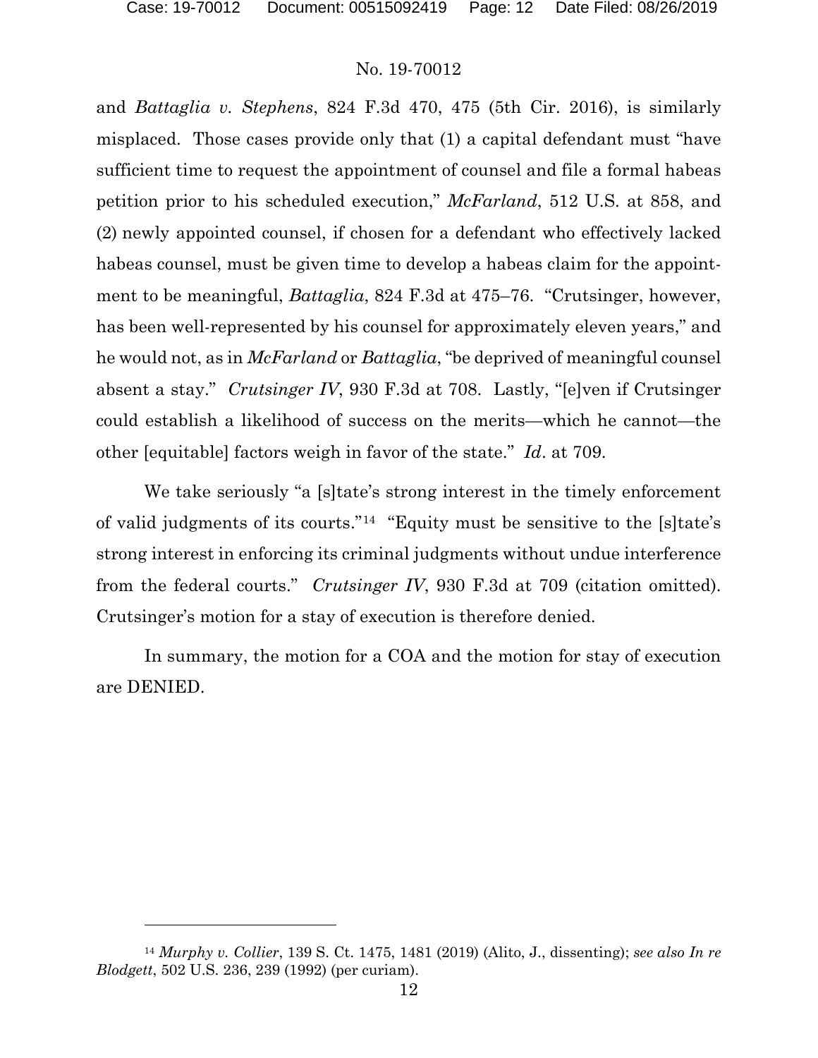and *Battaglia v. Stephens*, 824 F.3d 470, 475 (5th Cir. 2016), is similarly misplaced. Those cases provide only that (1) a capital defendant must "have sufficient time to request the appointment of counsel and file a formal habeas petition prior to his scheduled execution," *McFarland*, 512 U.S. at 858, and (2) newly appointed counsel, if chosen for a defendant who effectively lacked habeas counsel, must be given time to develop a habeas claim for the appointment to be meaningful, *Battaglia*, 824 F.3d at 475–76. "Crutsinger, however, has been well-represented by his counsel for approximately eleven years," and he would not, as in *McFarland* or *Battaglia*, "be deprived of meaningful counsel absent a stay." *Crutsinger IV*, 930 F.3d at 708. Lastly, "[e]ven if Crutsinger could establish a likelihood of success on the merits—which he cannot—the other [equitable] factors weigh in favor of the state." *Id*. at 709.

We take seriously "a [s]tate's strong interest in the timely enforcement of valid judgments of its courts."[14] "Equity must be sensitive to the [s]tate's strong interest in enforcing its criminal judgments without undue interference from the federal courts." *Crutsinger IV*, 930 F.3d at 709 (citation omitted). Crutsinger's motion for a stay of execution is therefore denied.

In summary, the motion for a COA and the motion for stay of execution are DENIED.

---

[14] *Murphy v. Collier*, 139 S. Ct. 1475, 1481 (2019) (Alito, J., dissenting); *see also In re Blodgett*, 502 U.S. 236, 239 (1992) (per curiam).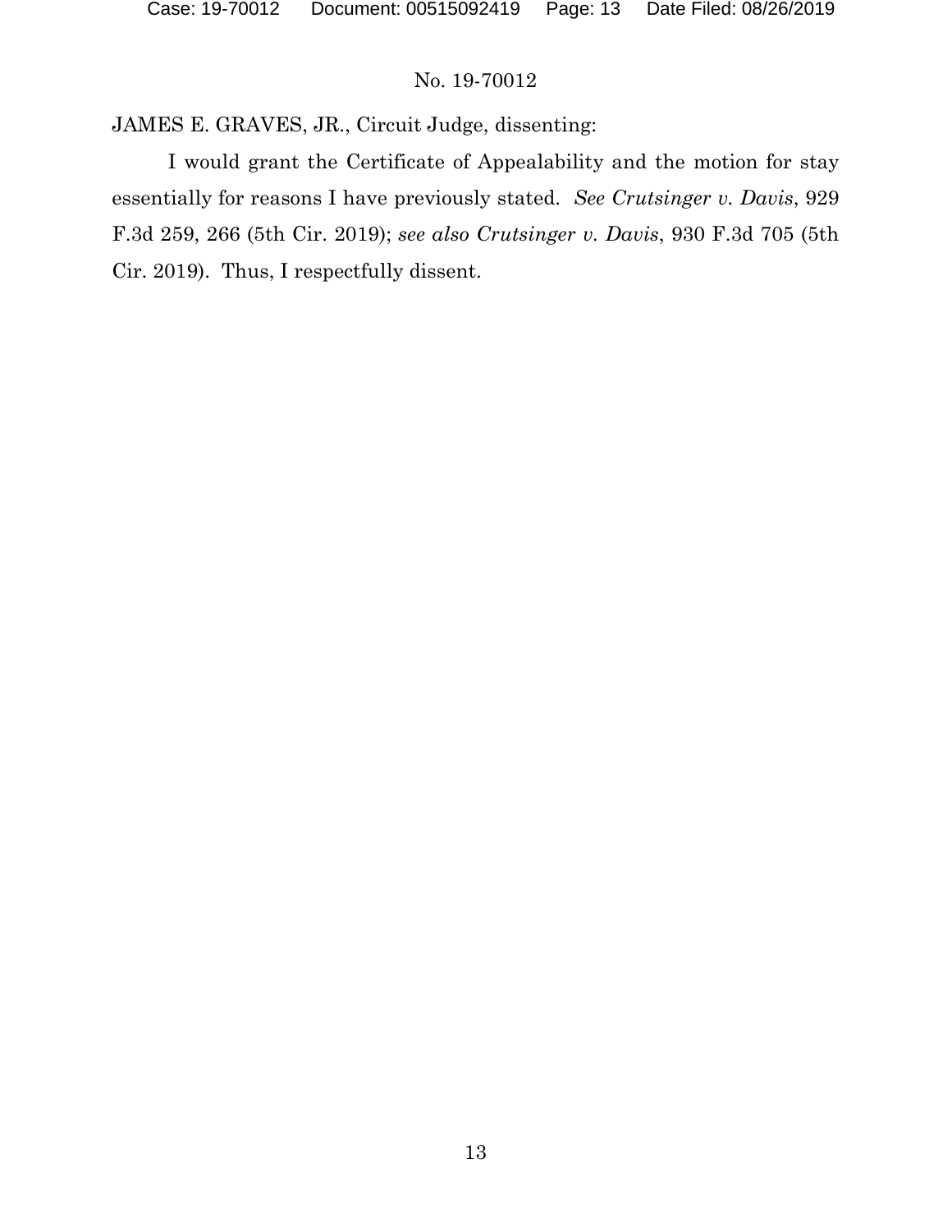JAMES E. GRAVES, JR., Circuit Judge, dissenting:

I would grant the Certificate of Appealability and the motion for stay essentially for reasons I have previously stated. *See Crutsinger v. Davis*, 929 F.3d 259, 266 (5th Cir. 2019); *see also Crutsinger v. Davis*, 930 F.3d 705 (5th Cir. 2019). Thus, I respectfully dissent.